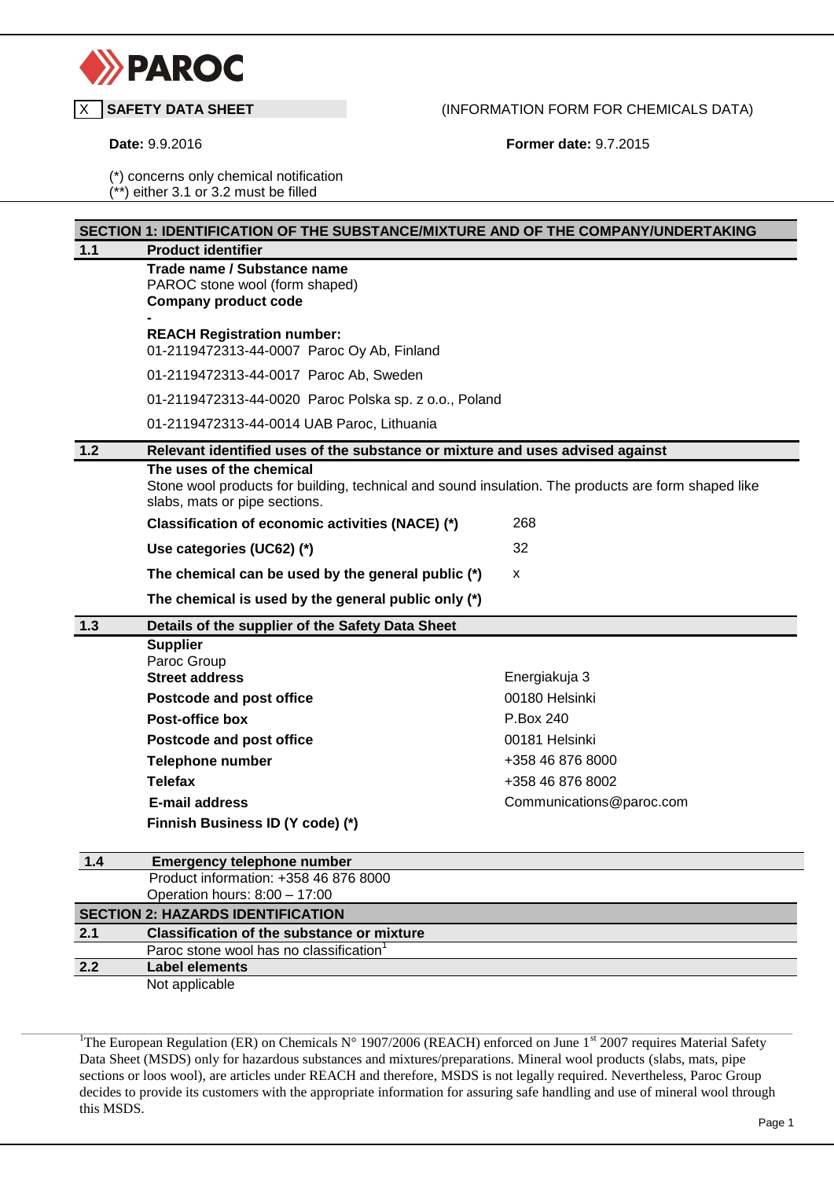PAROC

X **SAFETY DATA SHEET** (INFORMATION FORM FOR CHEMICALS DATA)

**Date:** 9.9.2016 **Former date:** 9.7.2015

(*) concerns only chemical notification
(**) either 3.1 or 3.2 must be filled

## SECTION 1: IDENTIFICATION OF THE SUBSTANCE/MIXTURE AND OF THE COMPANY/UNDERTAKING

### 1.1 Product identifier

**Trade name / Substance name**
PAROC stone wool (form shaped)

**Company product code**
-

**REACH Registration number:**
01-2119472313-44-0007 Paroc Oy Ab, Finland

01-2119472313-44-0017 Paroc Ab, Sweden

01-2119472313-44-0020 Paroc Polska sp. z o.o., Poland

01-2119472313-44-0014 UAB Paroc, Lithuania

### 1.2 Relevant identified uses of the substance or mixture and uses advised against

**The uses of the chemical**
Stone wool products for building, technical and sound insulation. The products are form shaped like slabs, mats or pipe sections.

| | |
|---|---|
| **Classification of economic activities (NACE) (*)** | 268 |
| **Use categories (UC62) (*)** | 32 |
| **The chemical can be used by the general public (*)** | x |
| **The chemical is used by the general public only (*)** | |

### 1.3 Details of the supplier of the Safety Data Sheet

**Supplier**
Paroc Group

| | |
|---|---|
| **Street address** | Energiakuja 3 |
| **Postcode and post office** | 00180 Helsinki |
| **Post-office box** | P.Box 240 |
| **Postcode and post office** | 00181 Helsinki |
| **Telephone number** | +358 46 876 8000 |
| **Telefax** | +358 46 876 8002 |
| **E-mail address** | Communications@paroc.com |
| **Finnish Business ID (Y code) (*)** | |

### 1.4 Emergency telephone number

Product information: +358 46 876 8000
Operation hours: 8:00 – 17:00

## SECTION 2: HAZARDS IDENTIFICATION

### 2.1 Classification of the substance or mixture

Paroc stone wool has no classification[1]

### 2.2 Label elements

Not applicable

[1]The European Regulation (ER) on Chemicals N° 1907/2006 (REACH) enforced on June 1st 2007 requires Material Safety Data Sheet (MSDS) only for hazardous substances and mixtures/preparations. Mineral wool products (slabs, mats, pipe sections or loos wool), are articles under REACH and therefore, MSDS is not legally required. Nevertheless, Paroc Group decides to provide its customers with the appropriate information for assuring safe handling and use of mineral wool through this MSDS.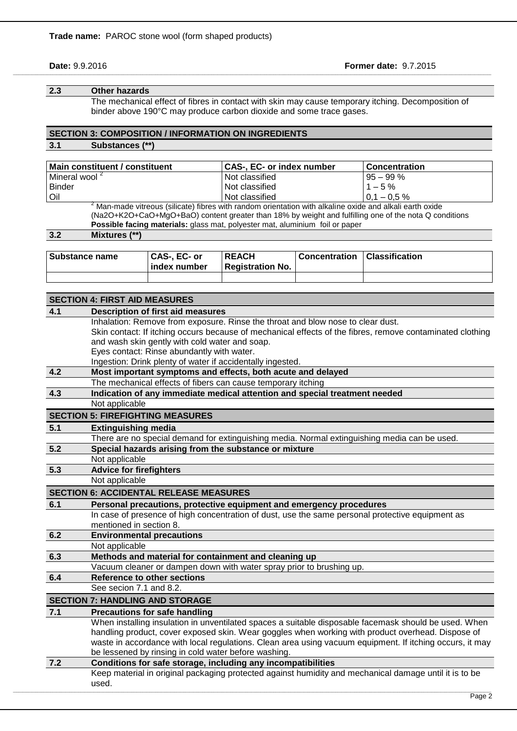**Trade name:** PAROC stone wool (form shaped products)

**Date:** 9.9.2016 **Former date:** 9.7.2015

### 2.3 Other hazards

The mechanical effect of fibres in contact with skin may cause temporary itching. Decomposition of binder above 190°C may produce carbon dioxide and some trace gases.

## SECTION 3: COMPOSITION / INFORMATION ON INGREDIENTS

### 3.1 Substances (**)

| Main constituent / constituent | CAS-, EC- or index number | Concentration |
|---|---|---|
| Mineral wool [2] | Not classified | 95 – 99 % |
| Binder | Not classified | 1 – 5 % |
| Oil | Not classified | 0,1 – 0,5 % |

[2] Man-made vitreous (silicate) fibres with random orientation with alkaline oxide and alkali earth oxide ($Na_2O$+$K_2O$+CaO+MgO+BaO) content greater than 18% by weight and fulfilling one of the nota Q conditions

**Possible facing materials:** glass mat, polyester mat, aluminium foil or paper

### 3.2 Mixtures (**)

| Substance name | CAS-, EC- or index number | REACH Registration No. | Concentration | Classification |
|---|---|---|---|---|
| | | | | |

## SECTION 4: FIRST AID MEASURES

### 4.1 Description of first aid measures

Inhalation: Remove from exposure. Rinse the throat and blow nose to clear dust.
Skin contact: If itching occurs because of mechanical effects of the fibres, remove contaminated clothing and wash skin gently with cold water and soap.
Eyes contact: Rinse abundantly with water.
Ingestion: Drink plenty of water if accidentally ingested.

### 4.2 Most important symptoms and effects, both acute and delayed

The mechanical effects of fibers can cause temporary itching

### 4.3 Indication of any immediate medical attention and special treatment needed

Not applicable

## SECTION 5: FIREFIGHTING MEASURES

### 5.1 Extinguishing media

There are no special demand for extinguishing media. Normal extinguishing media can be used.

### 5.2 Special hazards arising from the substance or mixture

Not applicable

### 5.3 Advice for firefighters

Not applicable

## SECTION 6: ACCIDENTAL RELEASE MEASURES

### 6.1 Personal precautions, protective equipment and emergency procedures

In case of presence of high concentration of dust, use the same personal protective equipment as mentioned in section 8.

### 6.2 Environmental precautions

Not applicable

### 6.3 Methods and material for containment and cleaning up

Vacuum cleaner or dampen down with water spray prior to brushing up.

### 6.4 Reference to other sections

See secion 7.1 and 8.2.

## SECTION 7: HANDLING AND STORAGE

### 7.1 Precautions for safe handling

When installing insulation in unventilated spaces a suitable disposable facemask should be used. When handling product, cover exposed skin. Wear goggles when working with product overhead. Dispose of waste in accordance with local regulations. Clean area using vacuum equipment. If itching occurs, it may be lessened by rinsing in cold water before washing.

### 7.2 Conditions for safe storage, including any incompatibilities

Keep material in original packaging protected against humidity and mechanical damage until it is to be used.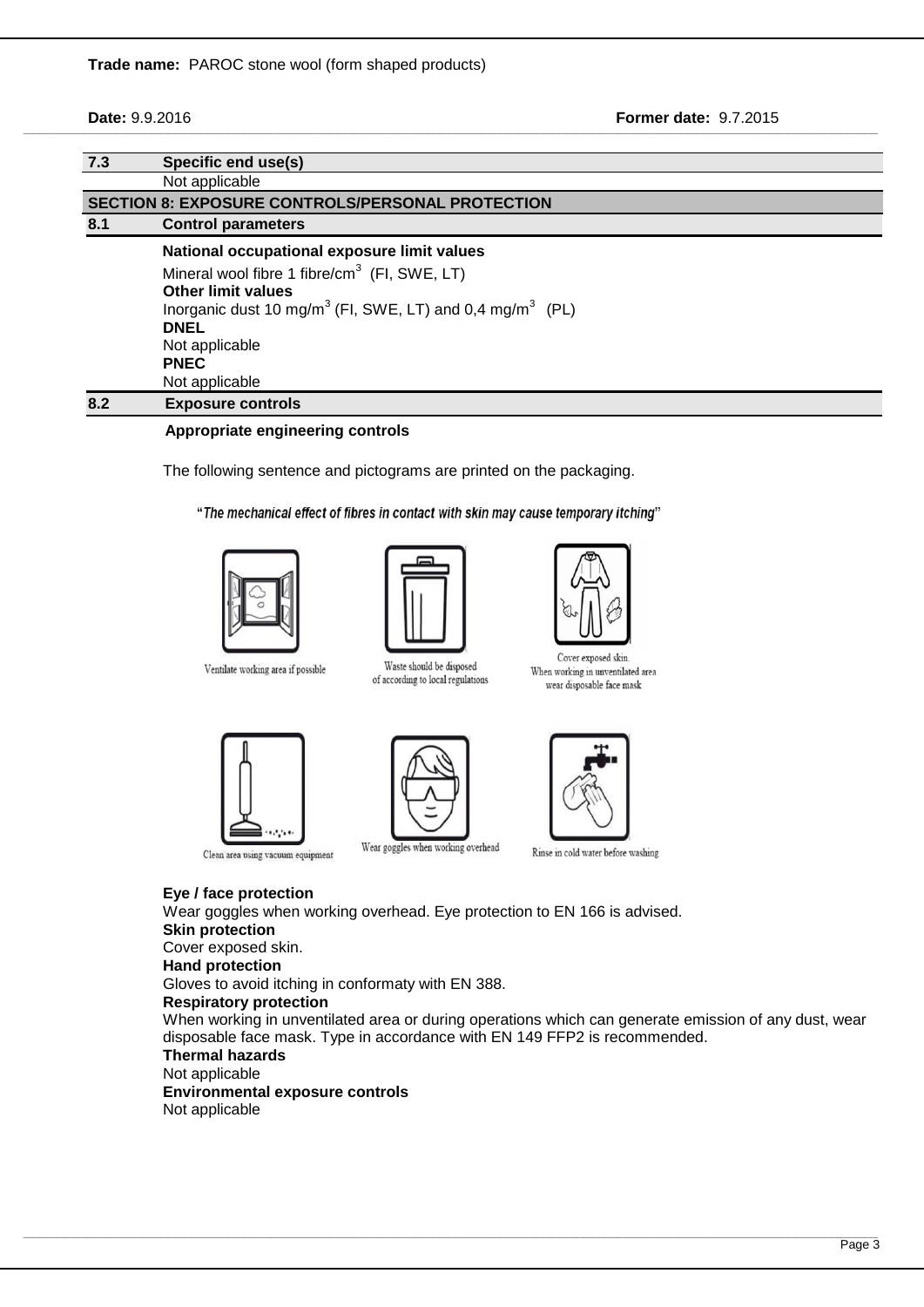### 7.3 Specific end use(s)

Not applicable

## SECTION 8: EXPOSURE CONTROLS/PERSONAL PROTECTION

### 8.1 Control parameters

**National occupational exposure limit values**

Mineral wool fibre 1 fibre/cm$^3$ (FI, SWE, LT)

**Other limit values**

Inorganic dust 10 mg/m$^3$ (FI, SWE, LT) and 0,4 mg/m$^3$ (PL)

**DNEL**

Not applicable

**PNEC**

Not applicable

### 8.2 Exposure controls

**Appropriate engineering controls**

The following sentence and pictograms are printed on the packaging.

"*The mechanical effect of fibres in contact with skin may cause temporary itching*"

Ventilate working area if possible

Waste should be disposed of according to local regulations

Cover exposed skin. When working in unventilated area wear disposable face mask

Clean area using vacuum equipment

Wear goggles when working overhead

Rinse in cold water before washing

**Eye / face protection**

Wear goggles when working overhead. Eye protection to EN 166 is advised.

**Skin protection**

Cover exposed skin.

**Hand protection**

Gloves to avoid itching in conformaty with EN 388.

**Respiratory protection**

When working in unventilated area or during operations which can generate emission of any dust, wear disposable face mask. Type in accordance with EN 149 FFP2 is recommended.

**Thermal hazards**

Not applicable

**Environmental exposure controls**

Not applicable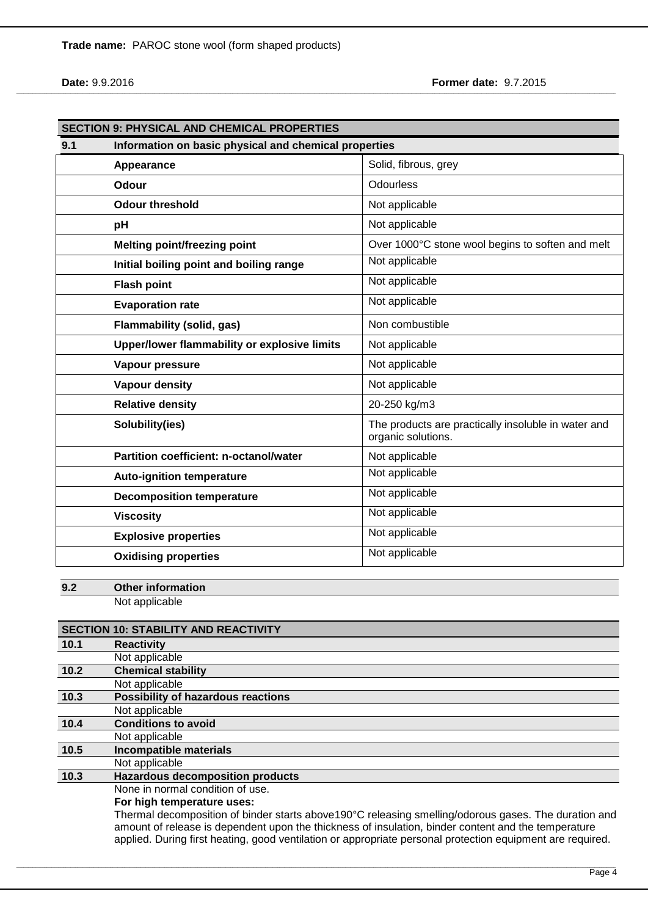**Trade name:** PAROC stone wool (form shaped products)

**Date:** 9.9.2016 **Former date:** 9.7.2015

## SECTION 9: PHYSICAL AND CHEMICAL PROPERTIES

### 9.1 Information on basic physical and chemical properties

| Property | Value |
|---|---|
| **Appearance** | Solid, fibrous, grey |
| **Odour** | Odourless |
| **Odour threshold** | Not applicable |
| **pH** | Not applicable |
| **Melting point/freezing point** | Over 1000°C stone wool begins to soften and melt |
| **Initial boiling point and boiling range** | Not applicable |
| **Flash point** | Not applicable |
| **Evaporation rate** | Not applicable |
| **Flammability (solid, gas)** | Non combustible |
| **Upper/lower flammability or explosive limits** | Not applicable |
| **Vapour pressure** | Not applicable |
| **Vapour density** | Not applicable |
| **Relative density** | 20-250 kg/m3 |
| **Solubility(ies)** | The products are practically insoluble in water and organic solutions. |
| **Partition coefficient: n-octanol/water** | Not applicable |
| **Auto-ignition temperature** | Not applicable |
| **Decomposition temperature** | Not applicable |
| **Viscosity** | Not applicable |
| **Explosive properties** | Not applicable |
| **Oxidising properties** | Not applicable |

### 9.2 Other information

Not applicable

## SECTION 10: STABILITY AND REACTIVITY

### 10.1 Reactivity

Not applicable

### 10.2 Chemical stability

Not applicable

### 10.3 Possibility of hazardous reactions

Not applicable

### 10.4 Conditions to avoid

Not applicable

### 10.5 Incompatible materials

Not applicable

### 10.3 Hazardous decomposition products

None in normal condition of use.

**For high temperature uses:**

Thermal decomposition of binder starts above190°C releasing smelling/odorous gases. The duration and amount of release is dependent upon the thickness of insulation, binder content and the temperature applied. During first heating, good ventilation or appropriate personal protection equipment are required.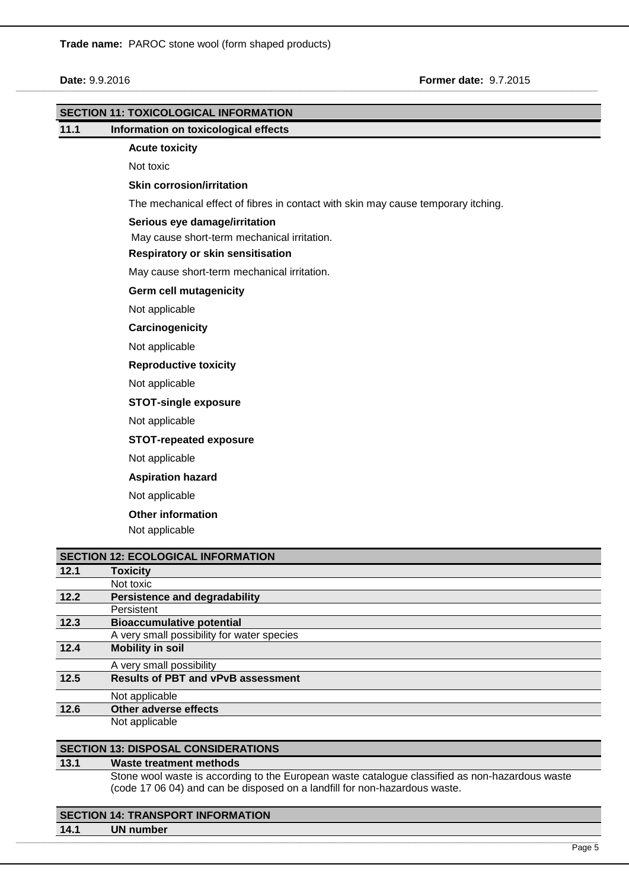## SECTION 11: TOXICOLOGICAL INFORMATION

### 11.1 Information on toxicological effects

**Acute toxicity**

Not toxic

**Skin corrosion/irritation**

The mechanical effect of fibres in contact with skin may cause temporary itching.

**Serious eye damage/irritation**

May cause short-term mechanical irritation.

**Respiratory or skin sensitisation**

May cause short-term mechanical irritation.

**Germ cell mutagenicity**

Not applicable

**Carcinogenicity**

Not applicable

**Reproductive toxicity**

Not applicable

**STOT-single exposure**

Not applicable

**STOT-repeated exposure**

Not applicable

**Aspiration hazard**

Not applicable

**Other information**

Not applicable

## SECTION 12: ECOLOGICAL INFORMATION

### 12.1 Toxicity

Not toxic

### 12.2 Persistence and degradability

Persistent

### 12.3 Bioaccumulative potential

A very small possibility for water species

### 12.4 Mobility in soil

A very small possibility

### 12.5 Results of PBT and vPvB assessment

Not applicable

### 12.6 Other adverse effects

Not applicable

## SECTION 13: DISPOSAL CONSIDERATIONS

### 13.1 Waste treatment methods

Stone wool waste is according to the European waste catalogue classified as non-hazardous waste (code 17 06 04) and can be disposed on a landfill for non-hazardous waste.

## SECTION 14: TRANSPORT INFORMATION

### 14.1 UN number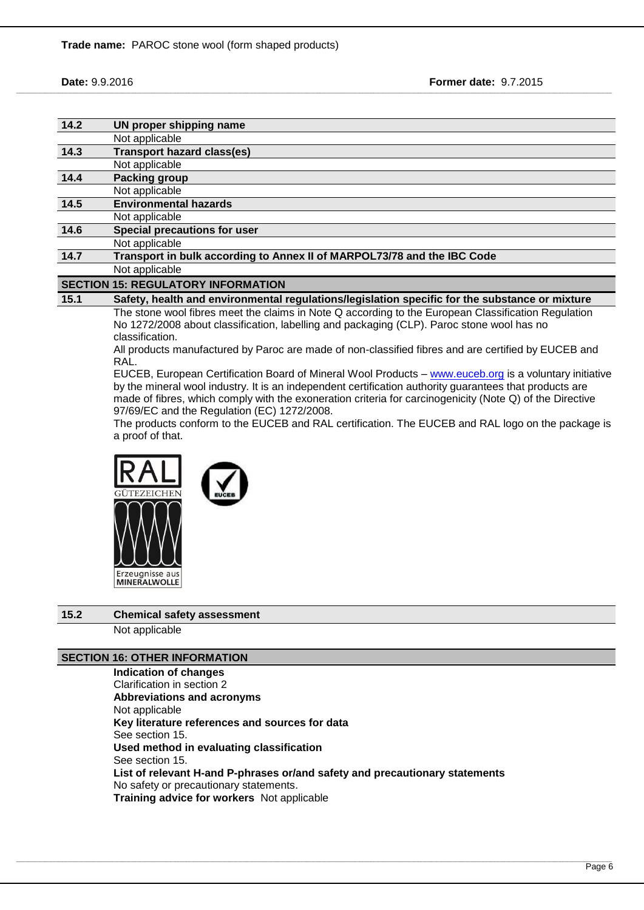| 14.2 | UN proper shipping name |
|---|---|
| | Not applicable |
| **14.3** | **Transport hazard class(es)** |
| | Not applicable |
| **14.4** | **Packing group** |
| | Not applicable |
| **14.5** | **Environmental hazards** |
| | Not applicable |
| **14.6** | **Special precautions for user** |
| | Not applicable |
| **14.7** | **Transport in bulk according to Annex II of MARPOL73/78 and the IBC Code** |
| | Not applicable |

## SECTION 15: REGULATORY INFORMATION

**15.1 Safety, health and environmental regulations/legislation specific for the substance or mixture**

The stone wool fibres meet the claims in Note Q according to the European Classification Regulation No 1272/2008 about classification, labelling and packaging (CLP). Paroc stone wool has no classification.

All products manufactured by Paroc are made of non-classified fibres and are certified by EUCEB and RAL.

EUCEB, European Certification Board of Mineral Wool Products – www.euceb.org is a voluntary initiative by the mineral wool industry. It is an independent certification authority guarantees that products are made of fibres, which comply with the exoneration criteria for carcinogenicity (Note Q) of the Directive 97/69/EC and the Regulation (EC) 1272/2008.

The products conform to the EUCEB and RAL certification. The EUCEB and RAL logo on the package is a proof of that.

RAL GÜTEZEICHEN Erzeugnisse aus MINERALWOLLE

EUCEB

**15.2 Chemical safety assessment**

Not applicable

## SECTION 16: OTHER INFORMATION

**Indication of changes**
Clarification in section 2

**Abbreviations and acronyms**
Not applicable

**Key literature references and sources for data**
See section 15.

**Used method in evaluating classification**
See section 15.

**List of relevant H-and P-phrases or/and safety and precautionary statements**
No safety or precautionary statements.

**Training advice for workers** Not applicable